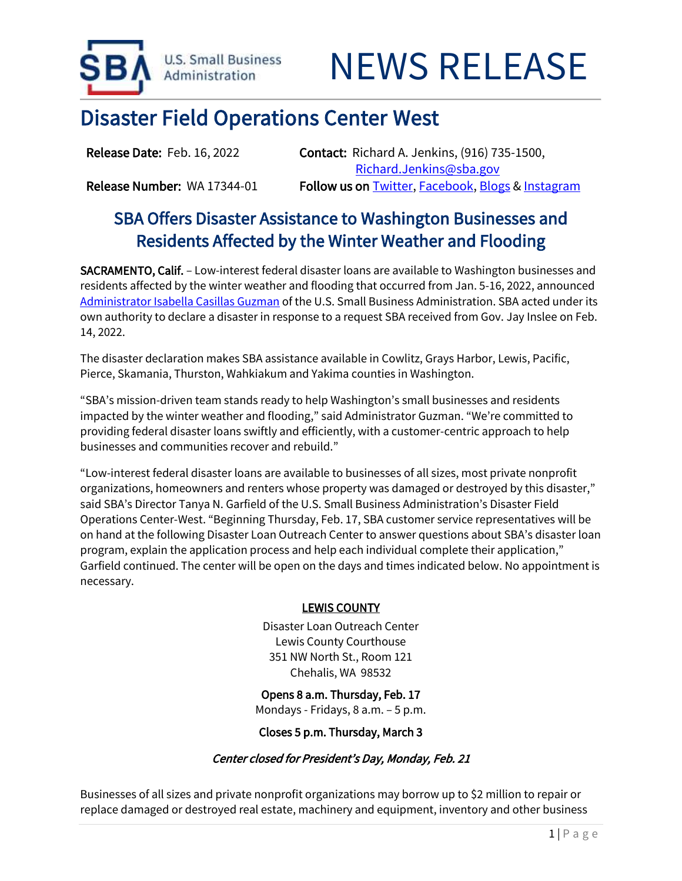# NEWS RELEASE

U.S. Small Business Administration

## Disaster Field Operations Center West

**Release Date:** Feb. 16, 2022

**Contact:** Richard A. Jenkins, (916) 735-1500, Richard.Jenkins@sba.gov

**Release Number:** WA 17344-01

**Follow us on** Twitter, Facebook, Blogs & Instagram

## SBA Offers Disaster Assistance to Washington Businesses and Residents Affected by the Winter Weather and Flooding

**SACRAMENTO, Calif.** – Low-interest federal disaster loans are available to Washington businesses and residents affected by the winter weather and flooding that occurred from Jan. 5-16, 2022, announced Administrator Isabella Casillas Guzman of the U.S. Small Business Administration. SBA acted under its own authority to declare a disaster in response to a request SBA received from Gov. Jay Inslee on Feb. 14, 2022.

The disaster declaration makes SBA assistance available in Cowlitz, Grays Harbor, Lewis, Pacific, Pierce, Skamania, Thurston, Wahkiakum and Yakima counties in Washington.

"SBA's mission-driven team stands ready to help Washington's small businesses and residents impacted by the winter weather and flooding," said Administrator Guzman. "We're committed to providing federal disaster loans swiftly and efficiently, with a customer-centric approach to help businesses and communities recover and rebuild."

"Low-interest federal disaster loans are available to businesses of all sizes, most private nonprofit organizations, homeowners and renters whose property was damaged or destroyed by this disaster," said SBA's Director Tanya N. Garfield of the U.S. Small Business Administration's Disaster Field Operations Center-West. "Beginning Thursday, Feb. 17, SBA customer service representatives will be on hand at the following Disaster Loan Outreach Center to answer questions about SBA's disaster loan program, explain the application process and help each individual complete their application," Garfield continued. The center will be open on the days and times indicated below. No appointment is necessary.

**LEWIS COUNTY**

Disaster Loan Outreach Center
Lewis County Courthouse
351 NW North St., Room 121
Chehalis, WA 98532

**Opens 8 a.m. Thursday, Feb. 17**
Mondays - Fridays, 8 a.m. – 5 p.m.

**Closes 5 p.m. Thursday, March 3**

***Center closed for President's Day, Monday, Feb. 21***

Businesses of all sizes and private nonprofit organizations may borrow up to $2 million to repair or replace damaged or destroyed real estate, machinery and equipment, inventory and other business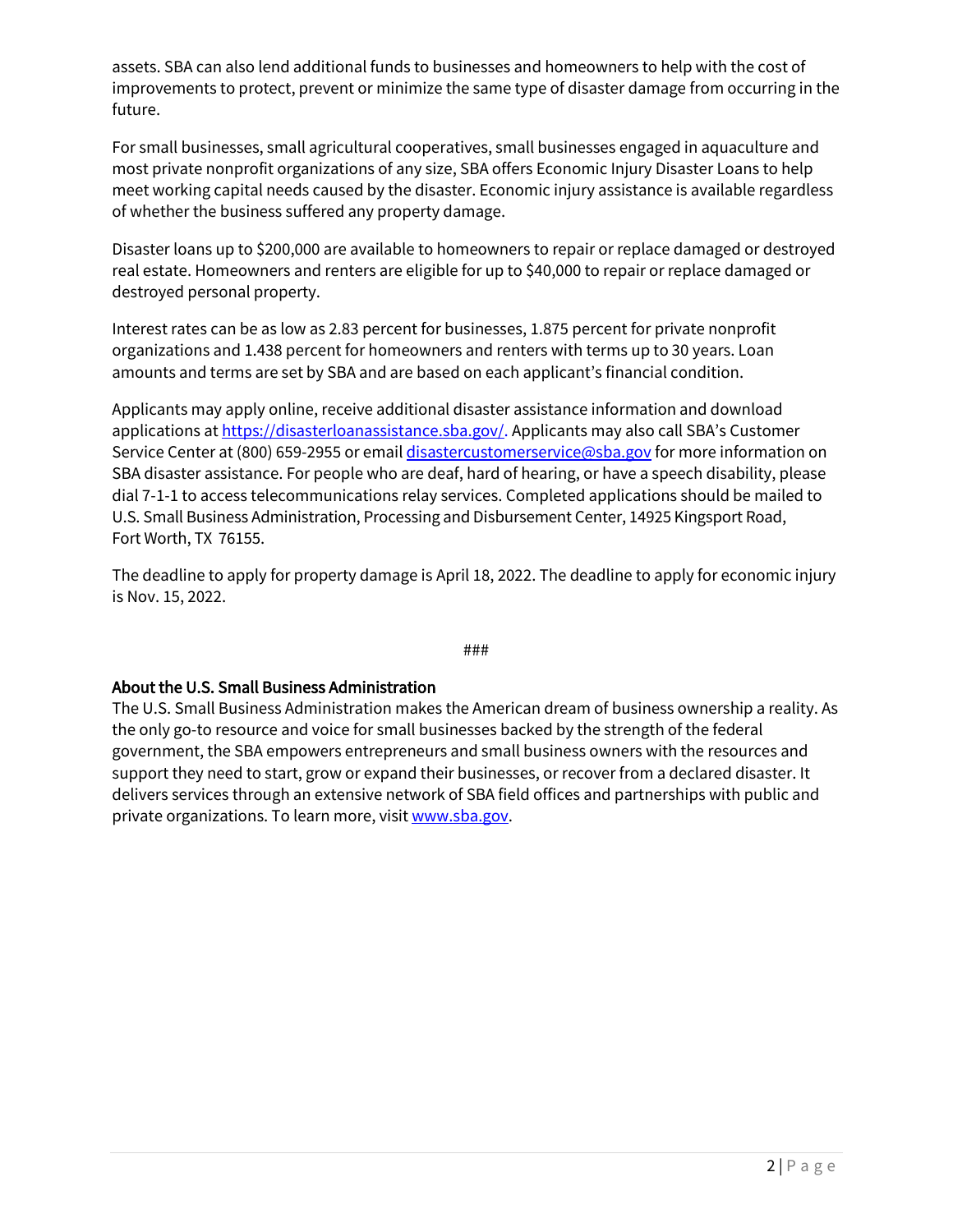assets. SBA can also lend additional funds to businesses and homeowners to help with the cost of improvements to protect, prevent or minimize the same type of disaster damage from occurring in the future.

For small businesses, small agricultural cooperatives, small businesses engaged in aquaculture and most private nonprofit organizations of any size, SBA offers Economic Injury Disaster Loans to help meet working capital needs caused by the disaster. Economic injury assistance is available regardless of whether the business suffered any property damage.

Disaster loans up to $200,000 are available to homeowners to repair or replace damaged or destroyed real estate. Homeowners and renters are eligible for up to $40,000 to repair or replace damaged or destroyed personal property.

Interest rates can be as low as 2.83 percent for businesses, 1.875 percent for private nonprofit organizations and 1.438 percent for homeowners and renters with terms up to 30 years. Loan amounts and terms are set by SBA and are based on each applicant's financial condition.

Applicants may apply online, receive additional disaster assistance information and download applications at [https://disasterloanassistance.sba.gov/](https://disasterloanassistance.sba.gov/). Applicants may also call SBA's Customer Service Center at (800) 659-2955 or email [disastercustomerservice@sba.gov](mailto:disastercustomerservice@sba.gov) for more information on SBA disaster assistance. For people who are deaf, hard of hearing, or have a speech disability, please dial 7-1-1 to access telecommunications relay services. Completed applications should be mailed to U.S. Small Business Administration, Processing and Disbursement Center, 14925 Kingsport Road, Fort Worth, TX 76155.

The deadline to apply for property damage is April 18, 2022. The deadline to apply for economic injury is Nov. 15, 2022.

###

## About the U.S. Small Business Administration

The U.S. Small Business Administration makes the American dream of business ownership a reality. As the only go-to resource and voice for small businesses backed by the strength of the federal government, the SBA empowers entrepreneurs and small business owners with the resources and support they need to start, grow or expand their businesses, or recover from a declared disaster. It delivers services through an extensive network of SBA field offices and partnerships with public and private organizations. To learn more, visit [www.sba.gov](http://www.sba.gov).